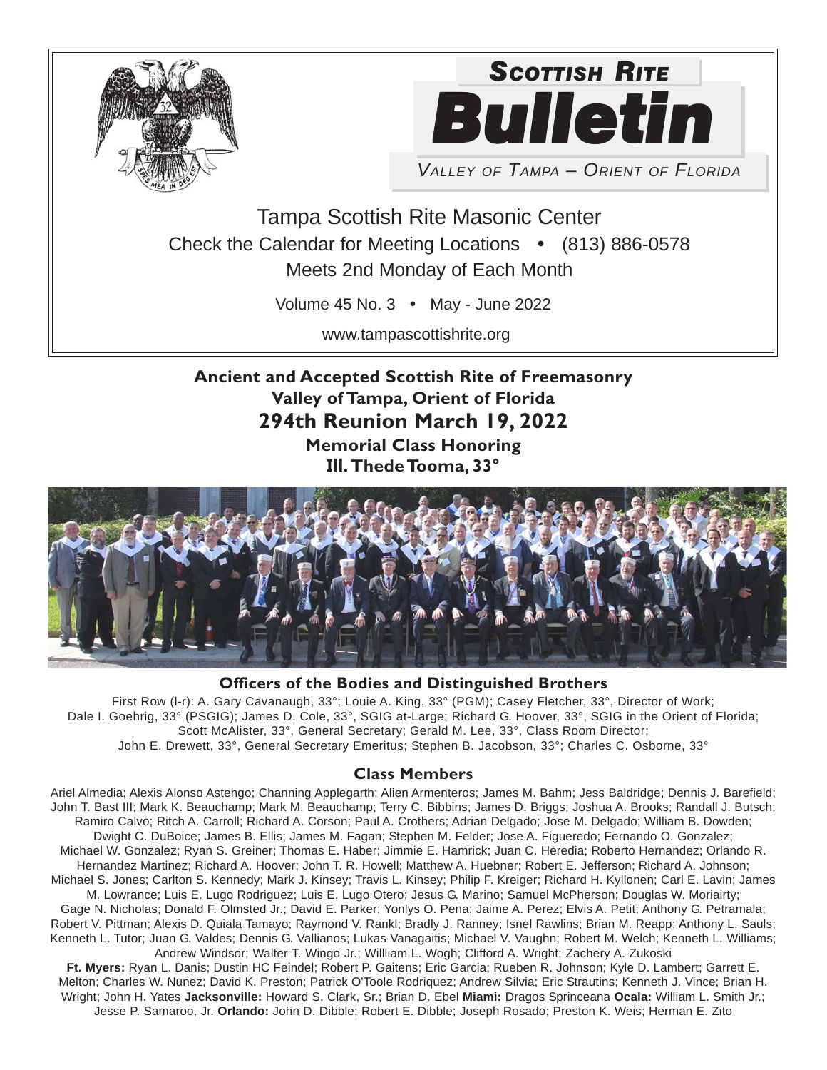# Scottish Rite Bulletin

*Valley of Tampa – Orient of Florida*

Tampa Scottish Rite Masonic Center

Check the Calendar for Meeting Locations • (813) 886-0578

Meets 2nd Monday of Each Month

Volume 45 No. 3 • May - June 2022

www.tampascottishrite.org

## Ancient and Accepted Scottish Rite of Freemasonry
## Valley of Tampa, Orient of Florida
## 294th Reunion March 19, 2022
### Memorial Class Honoring
### Ill. Thede Tooma, 33°

### Officers of the Bodies and Distinguished Brothers

First Row (l-r): A. Gary Cavanaugh, 33°; Louie A. King, 33° (PGM); Casey Fletcher, 33°, Director of Work; Dale I. Goehrig, 33° (PSGIG); James D. Cole, 33°, SGIG at-Large; Richard G. Hoover, 33°, SGIG in the Orient of Florida; Scott McAlister, 33°, General Secretary; Gerald M. Lee, 33°, Class Room Director; John E. Drewett, 33°, General Secretary Emeritus; Stephen B. Jacobson, 33°; Charles C. Osborne, 33°

### Class Members

Ariel Almedia; Alexis Alonso Astengo; Channing Applegarth; Alien Armenteros; James M. Bahm; Jess Baldridge; Dennis J. Barefield; John T. Bast III; Mark K. Beauchamp; Mark M. Beauchamp; Terry C. Bibbins; James D. Briggs; Joshua A. Brooks; Randall J. Butsch; Ramiro Calvo; Ritch A. Carroll; Richard A. Corson; Paul A. Crothers; Adrian Delgado; Jose M. Delgado; William B. Dowden; Dwight C. DuBoice; James B. Ellis; James M. Fagan; Stephen M. Felder; Jose A. Figueredo; Fernando O. Gonzalez; Michael W. Gonzalez; Ryan S. Greiner; Thomas E. Haber; Jimmie E. Hamrick; Juan C. Heredia; Roberto Hernandez; Orlando R. Hernandez Martinez; Richard A. Hoover; John T. R. Howell; Matthew A. Huebner; Robert E. Jefferson; Richard A. Johnson; Michael S. Jones; Carlton S. Kennedy; Mark J. Kinsey; Travis L. Kinsey; Philip F. Kreiger; Richard H. Kyllonen; Carl E. Lavin; James M. Lowrance; Luis E. Lugo Rodriguez; Luis E. Lugo Otero; Jesus G. Marino; Samuel McPherson; Douglas W. Moriairty; Gage N. Nicholas; Donald F. Olmsted Jr.; David E. Parker; Yonlys O. Pena; Jaime A. Perez; Elvis A. Petit; Anthony G. Petramala; Robert V. Pittman; Alexis D. Quiala Tamayo; Raymond V. Rankl; Bradly J. Ranney; Isnel Rawlins; Brian M. Reapp; Anthony L. Sauls; Kenneth L. Tutor; Juan G. Valdes; Dennis G. Vallianos; Lukas Vanagaitis; Michael V. Vaughn; Robert M. Welch; Kenneth L. Williams; Andrew Windsor; Walter T. Wingo Jr.; Willliam L. Wogh; Clifford A. Wright; Zachery A. Zukoski

**Ft. Myers:** Ryan L. Danis; Dustin HC Feindel; Robert P. Gaitens; Eric Garcia; Rueben R. Johnson; Kyle D. Lambert; Garrett E. Melton; Charles W. Nunez; David K. Preston; Patrick O'Toole Rodriquez; Andrew Silvia; Eric Strautins; Kenneth J. Vince; Brian H. Wright; John H. Yates **Jacksonville:** Howard S. Clark, Sr.; Brian D. Ebel **Miami:** Dragos Sprinceana **Ocala:** William L. Smith Jr.; Jesse P. Samaroo, Jr. **Orlando:** John D. Dibble; Robert E. Dibble; Joseph Rosado; Preston K. Weis; Herman E. Zito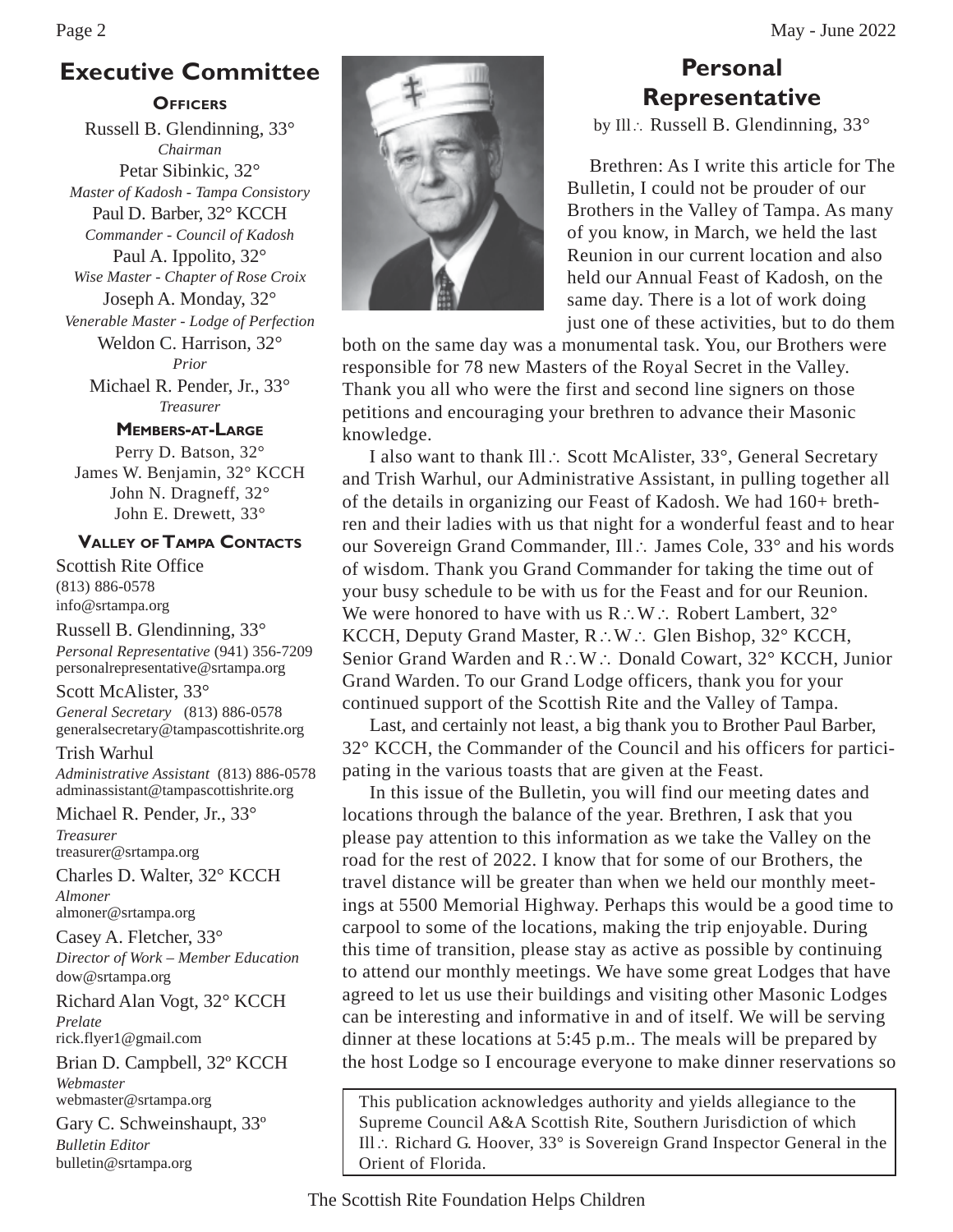## Executive Committee

### Officers

Russell B. Glendinning, 33°
*Chairman*

Petar Sibinkic, 32°
*Master of Kadosh - Tampa Consistory*

Paul D. Barber, 32° KCCH
*Commander - Council of Kadosh*

Paul A. Ippolito, 32°
*Wise Master - Chapter of Rose Croix*

Joseph A. Monday, 32°
*Venerable Master - Lodge of Perfection*

Weldon C. Harrison, 32°
*Prior*

Michael R. Pender, Jr., 33°
*Treasurer*

### Members-at-Large

Perry D. Batson, 32°
James W. Benjamin, 32° KCCH
John N. Dragneff, 32°
John E. Drewett, 33°

### Valley of Tampa Contacts

Scottish Rite Office
(813) 886-0578
info@srtampa.org

Russell B. Glendinning, 33°
*Personal Representative* (941) 356-7209
personalrepresentative@srtampa.org

Scott McAlister, 33°
*General Secretary* (813) 886-0578
generalsecretary@tampascottishrite.org

Trish Warhul
*Administrative Assistant* (813) 886-0578
adminassistant@tampascottishrite.org

Michael R. Pender, Jr., 33°
*Treasurer*
treasurer@srtampa.org

Charles D. Walter, 32° KCCH
*Almoner*
almoner@srtampa.org

Casey A. Fletcher, 33°
*Director of Work – Member Education*
dow@srtampa.org

Richard Alan Vogt, 32° KCCH
*Prelate*
rick.flyer1@gmail.com

Brian D. Campbell, 32º KCCH
*Webmaster*
webmaster@srtampa.org

Gary C. Schweinshaupt, 33º
*Bulletin Editor*
bulletin@srtampa.org

## Personal Representative

by Ill∴ Russell B. Glendinning, 33°

Brethren: As I write this article for The Bulletin, I could not be prouder of our Brothers in the Valley of Tampa. As many of you know, in March, we held the last Reunion in our current location and also held our Annual Feast of Kadosh, on the same day. There is a lot of work doing just one of these activities, but to do them both on the same day was a monumental task. You, our Brothers were responsible for 78 new Masters of the Royal Secret in the Valley. Thank you all who were the first and second line signers on those petitions and encouraging your brethren to advance their Masonic knowledge.

I also want to thank Ill∴ Scott McAlister, 33°, General Secretary and Trish Warhul, our Administrative Assistant, in pulling together all of the details in organizing our Feast of Kadosh. We had 160+ brethren and their ladies with us that night for a wonderful feast and to hear our Sovereign Grand Commander, Ill∴ James Cole, 33° and his words of wisdom. Thank you Grand Commander for taking the time out of your busy schedule to be with us for the Feast and for our Reunion. We were honored to have with us R∴W∴ Robert Lambert, 32° KCCH, Deputy Grand Master, R∴W∴ Glen Bishop, 32° KCCH, Senior Grand Warden and R∴W∴ Donald Cowart, 32° KCCH, Junior Grand Warden. To our Grand Lodge officers, thank you for your continued support of the Scottish Rite and the Valley of Tampa.

Last, and certainly not least, a big thank you to Brother Paul Barber, 32° KCCH, the Commander of the Council and his officers for participating in the various toasts that are given at the Feast.

In this issue of the Bulletin, you will find our meeting dates and locations through the balance of the year. Brethren, I ask that you please pay attention to this information as we take the Valley on the road for the rest of 2022. I know that for some of our Brothers, the travel distance will be greater than when we held our monthly meetings at 5500 Memorial Highway. Perhaps this would be a good time to carpool to some of the locations, making the trip enjoyable. During this time of transition, please stay as active as possible by continuing to attend our monthly meetings. We have some great Lodges that have agreed to let us use their buildings and visiting other Masonic Lodges can be interesting and informative in and of itself. We will be serving dinner at these locations at 5:45 p.m.. The meals will be prepared by the host Lodge so I encourage everyone to make dinner reservations so

This publication acknowledges authority and yields allegiance to the Supreme Council A&A Scottish Rite, Southern Jurisdiction of which Ill∴ Richard G. Hoover, 33° is Sovereign Grand Inspector General in the Orient of Florida.

The Scottish Rite Foundation Helps Children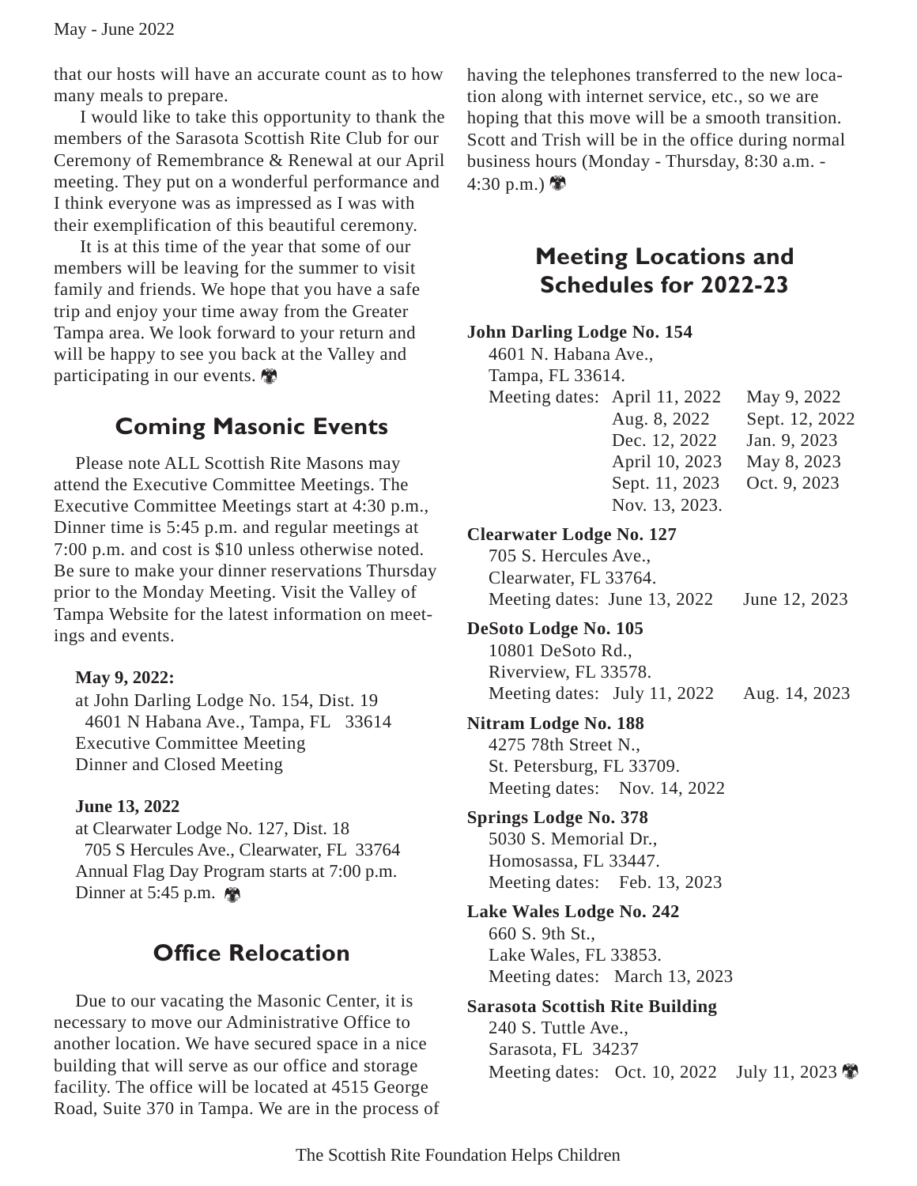that our hosts will have an accurate count as to how many meals to prepare.

I would like to take this opportunity to thank the members of the Sarasota Scottish Rite Club for our Ceremony of Remembrance & Renewal at our April meeting. They put on a wonderful performance and I think everyone was as impressed as I was with their exemplification of this beautiful ceremony.

It is at this time of the year that some of our members will be leaving for the summer to visit family and friends. We hope that you have a safe trip and enjoy your time away from the Greater Tampa area. We look forward to your return and will be happy to see you back at the Valley and participating in our events.

## Coming Masonic Events

Please note ALL Scottish Rite Masons may attend the Executive Committee Meetings. The Executive Committee Meetings start at 4:30 p.m., Dinner time is 5:45 p.m. and regular meetings at 7:00 p.m. and cost is $10 unless otherwise noted. Be sure to make your dinner reservations Thursday prior to the Monday Meeting. Visit the Valley of Tampa Website for the latest information on meetings and events.

**May 9, 2022:**
at John Darling Lodge No. 154, Dist. 19
4601 N Habana Ave., Tampa, FL 33614
Executive Committee Meeting
Dinner and Closed Meeting

**June 13, 2022**
at Clearwater Lodge No. 127, Dist. 18
705 S Hercules Ave., Clearwater, FL 33764
Annual Flag Day Program starts at 7:00 p.m.
Dinner at 5:45 p.m.

## Office Relocation

Due to our vacating the Masonic Center, it is necessary to move our Administrative Office to another location. We have secured space in a nice building that will serve as our office and storage facility. The office will be located at 4515 George Road, Suite 370 in Tampa. We are in the process of having the telephones transferred to the new location along with internet service, etc., so we are hoping that this move will be a smooth transition. Scott and Trish will be in the office during normal business hours (Monday - Thursday, 8:30 a.m. - 4:30 p.m.)

## Meeting Locations and Schedules for 2022-23

**John Darling Lodge No. 154**
4601 N. Habana Ave.,
Tampa, FL 33614.
Meeting dates: April 11, 2022, May 9, 2022, Aug. 8, 2022, Sept. 12, 2022, Dec. 12, 2022, Jan. 9, 2023, April 10, 2023, May 8, 2023, Sept. 11, 2023, Oct. 9, 2023, Nov. 13, 2023.

**Clearwater Lodge No. 127**
705 S. Hercules Ave.,
Clearwater, FL 33764.
Meeting dates: June 13, 2022, June 12, 2023

**DeSoto Lodge No. 105**
10801 DeSoto Rd.,
Riverview, FL 33578.
Meeting dates: July 11, 2022, Aug. 14, 2023

**Nitram Lodge No. 188**
4275 78th Street N.,
St. Petersburg, FL 33709.
Meeting dates: Nov. 14, 2022

**Springs Lodge No. 378**
5030 S. Memorial Dr.,
Homosassa, FL 33447.
Meeting dates: Feb. 13, 2023

**Lake Wales Lodge No. 242**
660 S. 9th St.,
Lake Wales, FL 33853.
Meeting dates: March 13, 2023

**Sarasota Scottish Rite Building**
240 S. Tuttle Ave.,
Sarasota, FL 34237
Meeting dates: Oct. 10, 2022, July 11, 2023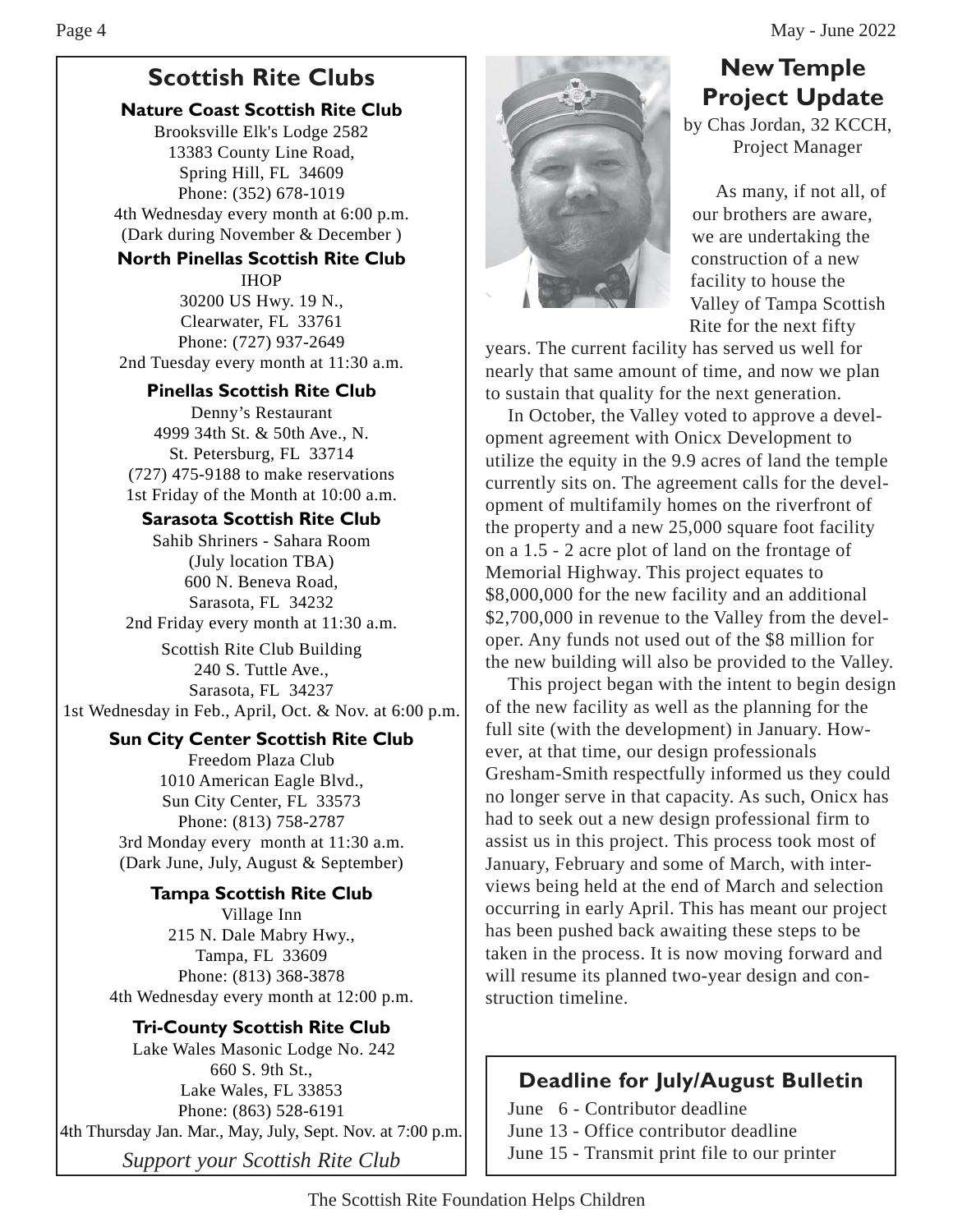## Scottish Rite Clubs

**Nature Coast Scottish Rite Club**
Brooksville Elk's Lodge 2582
13383 County Line Road,
Spring Hill, FL 34609
Phone: (352) 678-1019
4th Wednesday every month at 6:00 p.m.
(Dark during November & December )

**North Pinellas Scottish Rite Club**
IHOP
30200 US Hwy. 19 N.,
Clearwater, FL 33761
Phone: (727) 937-2649
2nd Tuesday every month at 11:30 a.m.

**Pinellas Scottish Rite Club**
Denny's Restaurant
4999 34th St. & 50th Ave., N.
St. Petersburg, FL 33714
(727) 475-9188 to make reservations
1st Friday of the Month at 10:00 a.m.

**Sarasota Scottish Rite Club**
Sahib Shriners - Sahara Room
(July location TBA)
600 N. Beneva Road,
Sarasota, FL 34232
2nd Friday every month at 11:30 a.m.

Scottish Rite Club Building
240 S. Tuttle Ave.,
Sarasota, FL 34237
1st Wednesday in Feb., April, Oct. & Nov. at 6:00 p.m.

**Sun City Center Scottish Rite Club**
Freedom Plaza Club
1010 American Eagle Blvd.,
Sun City Center, FL 33573
Phone: (813) 758-2787
3rd Monday every month at 11:30 a.m.
(Dark June, July, August & September)

**Tampa Scottish Rite Club**
Village Inn
215 N. Dale Mabry Hwy.,
Tampa, FL 33609
Phone: (813) 368-3878
4th Wednesday every month at 12:00 p.m.

**Tri-County Scottish Rite Club**
Lake Wales Masonic Lodge No. 242
660 S. 9th St.,
Lake Wales, FL 33853
Phone: (863) 528-6191
4th Thursday Jan. Mar., May, July, Sept. Nov. at 7:00 p.m.

*Support your Scottish Rite Club*

## New Temple Project Update

by Chas Jordan, 32 KCCH, Project Manager

As many, if not all, of our brothers are aware, we are undertaking the construction of a new facility to house the Valley of Tampa Scottish Rite for the next fifty years. The current facility has served us well for nearly that same amount of time, and now we plan to sustain that quality for the next generation.

In October, the Valley voted to approve a development agreement with Onicx Development to utilize the equity in the 9.9 acres of land the temple currently sits on. The agreement calls for the development of multifamily homes on the riverfront of the property and a new 25,000 square foot facility on a 1.5 - 2 acre plot of land on the frontage of Memorial Highway. This project equates to $8,000,000 for the new facility and an additional $2,700,000 in revenue to the Valley from the developer. Any funds not used out of the $8 million for the new building will also be provided to the Valley.

This project began with the intent to begin design of the new facility as well as the planning for the full site (with the development) in January. However, at that time, our design professionals Gresham-Smith respectfully informed us they could no longer serve in that capacity. As such, Onicx has had to seek out a new design professional firm to assist us in this project. This process took most of January, February and some of March, with interviews being held at the end of March and selection occurring in early April. This has meant our project has been pushed back awaiting these steps to be taken in the process. It is now moving forward and will resume its planned two-year design and construction timeline.

### Deadline for July/August Bulletin

June 6 - Contributor deadline
June 13 - Office contributor deadline
June 15 - Transmit print file to our printer

The Scottish Rite Foundation Helps Children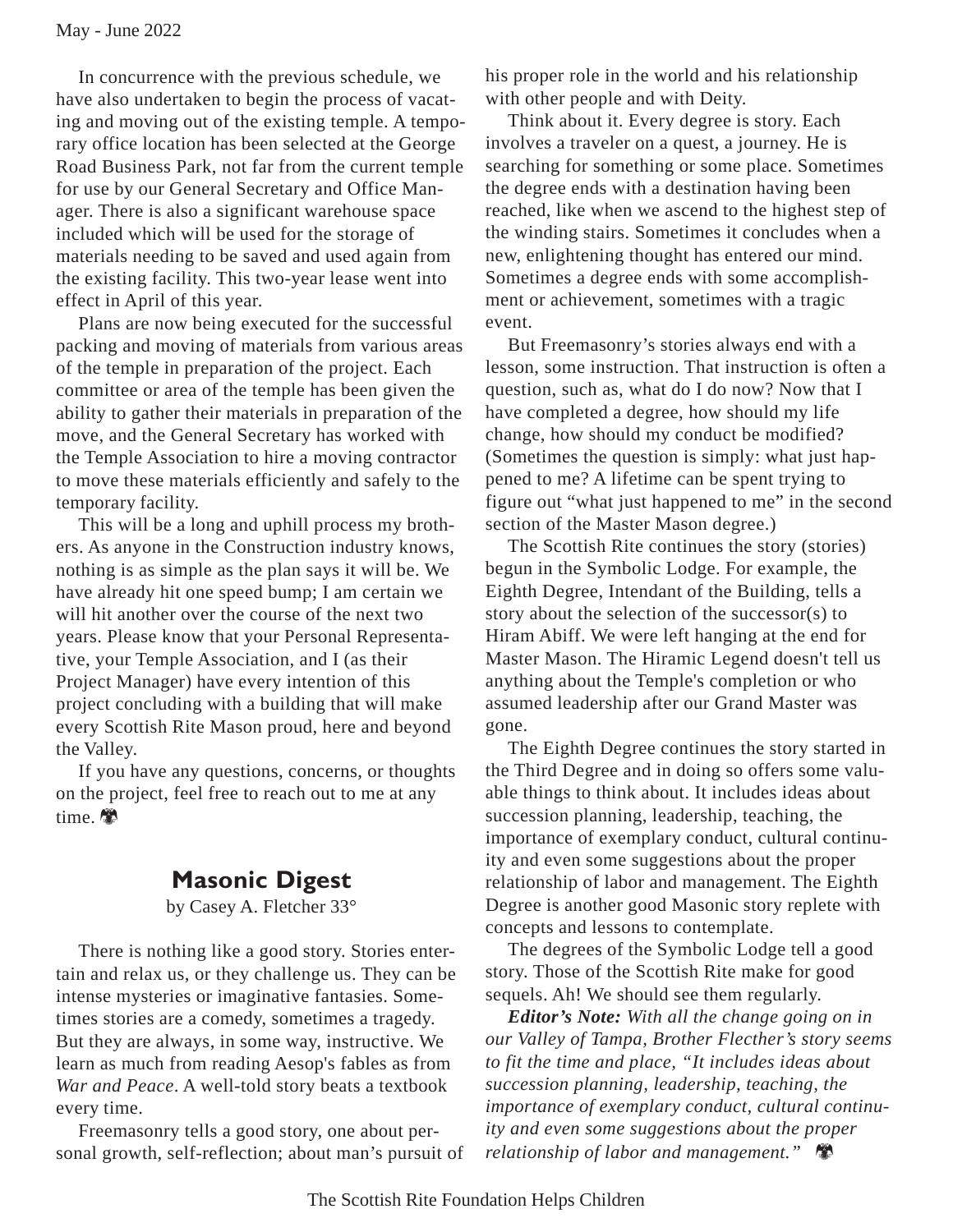In concurrence with the previous schedule, we have also undertaken to begin the process of vacating and moving out of the existing temple. A temporary office location has been selected at the George Road Business Park, not far from the current temple for use by our General Secretary and Office Manager. There is also a significant warehouse space included which will be used for the storage of materials needing to be saved and used again from the existing facility. This two-year lease went into effect in April of this year.

Plans are now being executed for the successful packing and moving of materials from various areas of the temple in preparation of the project. Each committee or area of the temple has been given the ability to gather their materials in preparation of the move, and the General Secretary has worked with the Temple Association to hire a moving contractor to move these materials efficiently and safely to the temporary facility.

This will be a long and uphill process my brothers. As anyone in the Construction industry knows, nothing is as simple as the plan says it will be. We have already hit one speed bump; I am certain we will hit another over the course of the next two years. Please know that your Personal Representative, your Temple Association, and I (as their Project Manager) have every intention of this project concluding with a building that will make every Scottish Rite Mason proud, here and beyond the Valley.

If you have any questions, concerns, or thoughts on the project, feel free to reach out to me at any time.

## Masonic Digest

by Casey A. Fletcher 33°

There is nothing like a good story. Stories entertain and relax us, or they challenge us. They can be intense mysteries or imaginative fantasies. Sometimes stories are a comedy, sometimes a tragedy. But they are always, in some way, instructive. We learn as much from reading Aesop's fables as from *War and Peace*. A well-told story beats a textbook every time.

Freemasonry tells a good story, one about personal growth, self-reflection; about man's pursuit of his proper role in the world and his relationship with other people and with Deity.

Think about it. Every degree is story. Each involves a traveler on a quest, a journey. He is searching for something or some place. Sometimes the degree ends with a destination having been reached, like when we ascend to the highest step of the winding stairs. Sometimes it concludes when a new, enlightening thought has entered our mind. Sometimes a degree ends with some accomplishment or achievement, sometimes with a tragic event.

But Freemasonry's stories always end with a lesson, some instruction. That instruction is often a question, such as, what do I do now? Now that I have completed a degree, how should my life change, how should my conduct be modified? (Sometimes the question is simply: what just happened to me? A lifetime can be spent trying to figure out "what just happened to me" in the second section of the Master Mason degree.)

The Scottish Rite continues the story (stories) begun in the Symbolic Lodge. For example, the Eighth Degree, Intendant of the Building, tells a story about the selection of the successor(s) to Hiram Abiff. We were left hanging at the end for Master Mason. The Hiramic Legend doesn't tell us anything about the Temple's completion or who assumed leadership after our Grand Master was gone.

The Eighth Degree continues the story started in the Third Degree and in doing so offers some valuable things to think about. It includes ideas about succession planning, leadership, teaching, the importance of exemplary conduct, cultural continuity and even some suggestions about the proper relationship of labor and management. The Eighth Degree is another good Masonic story replete with concepts and lessons to contemplate.

The degrees of the Symbolic Lodge tell a good story. Those of the Scottish Rite make for good sequels. Ah! We should see them regularly.

***Editor's Note:*** *With all the change going on in our Valley of Tampa, Brother Flecther's story seems to fit the time and place, "It includes ideas about succession planning, leadership, teaching, the importance of exemplary conduct, cultural continuity and even some suggestions about the proper relationship of labor and management."*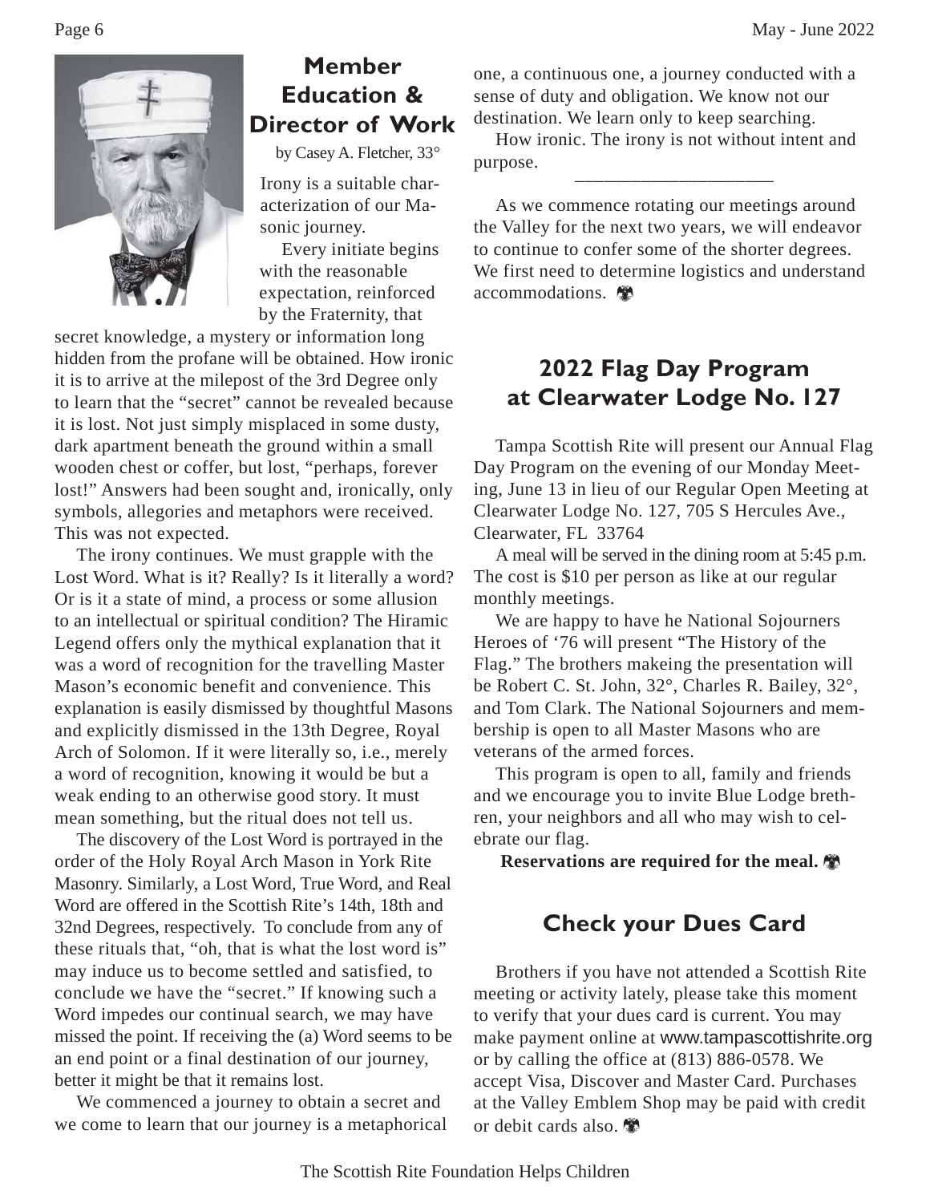## Member Education & Director of Work

by Casey A. Fletcher, 33°

Irony is a suitable characterization of our Masonic journey.

Every initiate begins with the reasonable expectation, reinforced by the Fraternity, that secret knowledge, a mystery or information long hidden from the profane will be obtained. How ironic it is to arrive at the milepost of the 3rd Degree only to learn that the "secret" cannot be revealed because it is lost. Not just simply misplaced in some dusty, dark apartment beneath the ground within a small wooden chest or coffer, but lost, "perhaps, forever lost!" Answers had been sought and, ironically, only symbols, allegories and metaphors were received. This was not expected.

The irony continues. We must grapple with the Lost Word. What is it? Really? Is it literally a word? Or is it a state of mind, a process or some allusion to an intellectual or spiritual condition? The Hiramic Legend offers only the mythical explanation that it was a word of recognition for the travelling Master Mason's economic benefit and convenience. This explanation is easily dismissed by thoughtful Masons and explicitly dismissed in the 13th Degree, Royal Arch of Solomon. If it were literally so, i.e., merely a word of recognition, knowing it would be but a weak ending to an otherwise good story. It must mean something, but the ritual does not tell us.

The discovery of the Lost Word is portrayed in the order of the Holy Royal Arch Mason in York Rite Masonry. Similarly, a Lost Word, True Word, and Real Word are offered in the Scottish Rite's 14th, 18th and 32nd Degrees, respectively. To conclude from any of these rituals that, "oh, that is what the lost word is" may induce us to become settled and satisfied, to conclude we have the "secret." If knowing such a Word impedes our continual search, we may have missed the point. If receiving the (a) Word seems to be an end point or a final destination of our journey, better it might be that it remains lost.

We commenced a journey to obtain a secret and we come to learn that our journey is a metaphorical one, a continuous one, a journey conducted with a sense of duty and obligation. We know not our destination. We learn only to keep searching.

How ironic. The irony is not without intent and purpose.

---

As we commence rotating our meetings around the Valley for the next two years, we will endeavor to continue to confer some of the shorter degrees. We first need to determine logistics and understand accommodations.

## 2022 Flag Day Program at Clearwater Lodge No. 127

Tampa Scottish Rite will present our Annual Flag Day Program on the evening of our Monday Meeting, June 13 in lieu of our Regular Open Meeting at Clearwater Lodge No. 127, 705 S Hercules Ave., Clearwater, FL 33764

A meal will be served in the dining room at 5:45 p.m. The cost is $10 per person as like at our regular monthly meetings.

We are happy to have he National Sojourners Heroes of '76 will present "The History of the Flag." The brothers makeing the presentation will be Robert C. St. John, 32°, Charles R. Bailey, 32°, and Tom Clark. The National Sojourners and membership is open to all Master Masons who are veterans of the armed forces.

This program is open to all, family and friends and we encourage you to invite Blue Lodge brethren, your neighbors and all who may wish to celebrate our flag.

**Reservations are required for the meal.**

## Check your Dues Card

Brothers if you have not attended a Scottish Rite meeting or activity lately, please take this moment to verify that your dues card is current. You may make payment online at www.tampascottishrite.org or by calling the office at (813) 886-0578. We accept Visa, Discover and Master Card. Purchases at the Valley Emblem Shop may be paid with credit or debit cards also.

The Scottish Rite Foundation Helps Children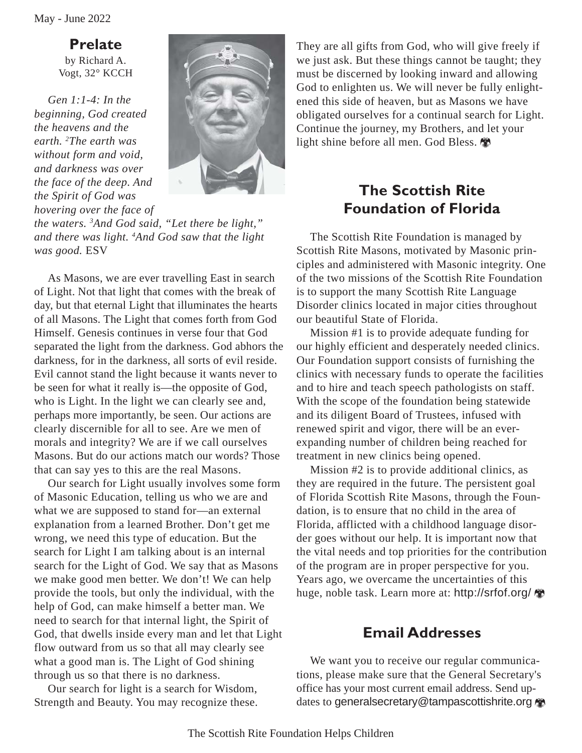## Prelate

by Richard A. Vogt, 32° KCCH

*Gen 1:1-4: In the beginning, God created the heavens and the earth. [2]The earth was without form and void, and darkness was over the face of the deep. And the Spirit of God was hovering over the face of the waters. [3]And God said, "Let there be light," and there was light. [4]And God saw that the light was good.* ESV

As Masons, we are ever travelling East in search of Light. Not that light that comes with the break of day, but that eternal Light that illuminates the hearts of all Masons. The Light that comes forth from God Himself. Genesis continues in verse four that God separated the light from the darkness. God abhors the darkness, for in the darkness, all sorts of evil reside. Evil cannot stand the light because it wants never to be seen for what it really is—the opposite of God, who is Light. In the light we can clearly see and, perhaps more importantly, be seen. Our actions are clearly discernible for all to see. Are we men of morals and integrity? We are if we call ourselves Masons. But do our actions match our words? Those that can say yes to this are the real Masons.

Our search for Light usually involves some form of Masonic Education, telling us who we are and what we are supposed to stand for—an external explanation from a learned Brother. Don't get me wrong, we need this type of education. But the search for Light I am talking about is an internal search for the Light of God. We say that as Masons we make good men better. We don't! We can help provide the tools, but only the individual, with the help of God, can make himself a better man. We need to search for that internal light, the Spirit of God, that dwells inside every man and let that Light flow outward from us so that all may clearly see what a good man is. The Light of God shining through us so that there is no darkness.

Our search for light is a search for Wisdom, Strength and Beauty. You may recognize these. They are all gifts from God, who will give freely if we just ask. But these things cannot be taught; they must be discerned by looking inward and allowing God to enlighten us. We will never be fully enlightened this side of heaven, but as Masons we have obligated ourselves for a continual search for Light. Continue the journey, my Brothers, and let your light shine before all men. God Bless.

## The Scottish Rite Foundation of Florida

The Scottish Rite Foundation is managed by Scottish Rite Masons, motivated by Masonic principles and administered with Masonic integrity. One of the two missions of the Scottish Rite Foundation is to support the many Scottish Rite Language Disorder clinics located in major cities throughout our beautiful State of Florida.

Mission #1 is to provide adequate funding for our highly efficient and desperately needed clinics. Our Foundation support consists of furnishing the clinics with necessary funds to operate the facilities and to hire and teach speech pathologists on staff. With the scope of the foundation being statewide and its diligent Board of Trustees, infused with renewed spirit and vigor, there will be an ever-expanding number of children being reached for treatment in new clinics being opened.

Mission #2 is to provide additional clinics, as they are required in the future. The persistent goal of Florida Scottish Rite Masons, through the Foundation, is to ensure that no child in the area of Florida, afflicted with a childhood language disorder goes without our help. It is important now that the vital needs and top priorities for the contribution of the program are in proper perspective for you. Years ago, we overcame the uncertainties of this huge, noble task. Learn more at: http://srfof.org/

## Email Addresses

We want you to receive our regular communications, please make sure that the General Secretary's office has your most current email address. Send updates to generalsecretary@tampascottishrite.org

The Scottish Rite Foundation Helps Children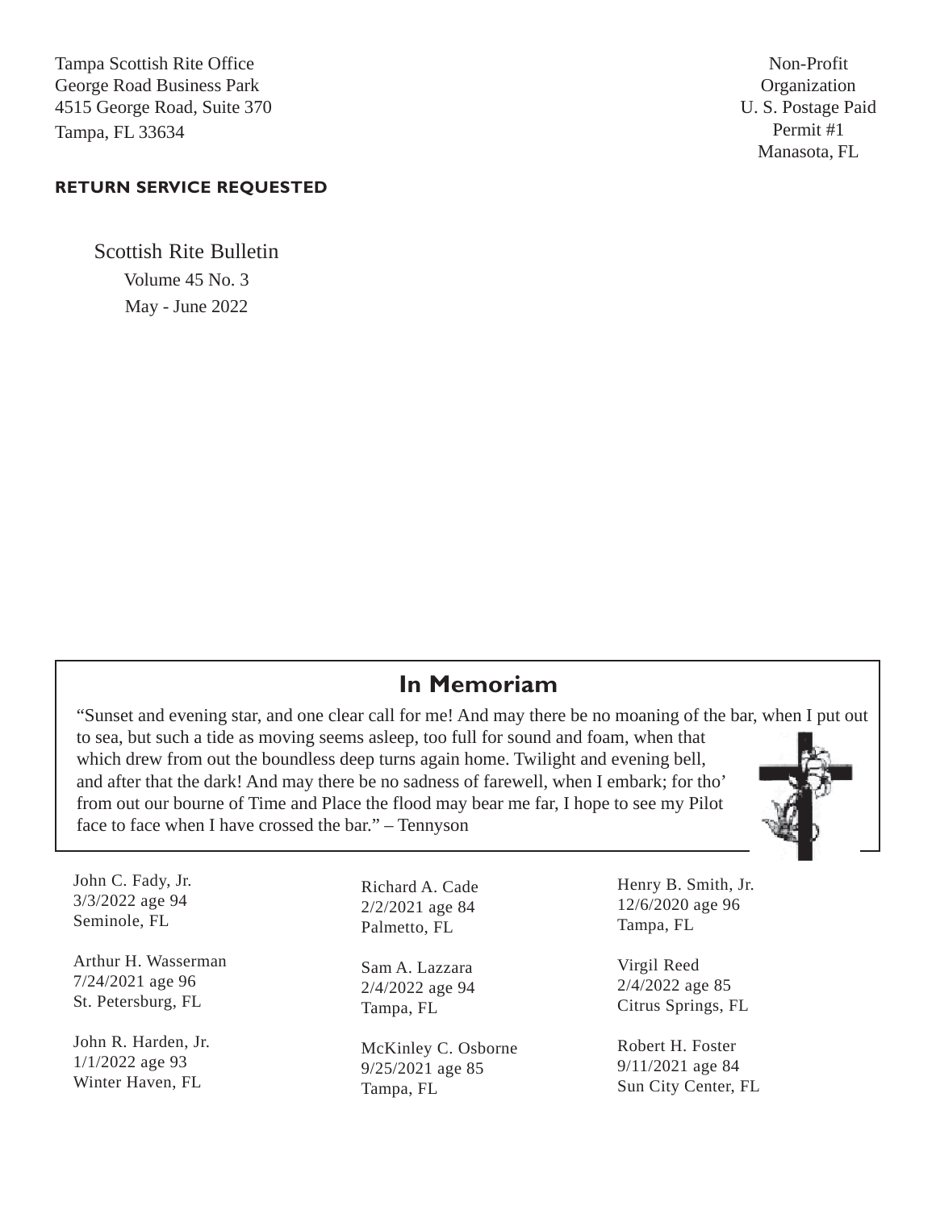Tampa Scottish Rite Office
George Road Business Park
4515 George Road, Suite 370
Tampa, FL 33634

Non-Profit
Organization
U. S. Postage Paid
Permit #1
Manasota, FL

**RETURN SERVICE REQUESTED**

Scottish Rite Bulletin
Volume 45 No. 3
May - June 2022

## In Memoriam

"Sunset and evening star, and one clear call for me! And may there be no moaning of the bar, when I put out to sea, but such a tide as moving seems asleep, too full for sound and foam, when that which drew from out the boundless deep turns again home. Twilight and evening bell, and after that the dark! And may there be no sadness of farewell, when I embark; for tho' from out our bourne of Time and Place the flood may bear me far, I hope to see my Pilot face to face when I have crossed the bar." – Tennyson

John C. Fady, Jr.
3/3/2022 age 94
Seminole, FL

Arthur H. Wasserman
7/24/2021 age 96
St. Petersburg, FL

John R. Harden, Jr.
1/1/2022 age 93
Winter Haven, FL

Richard A. Cade
2/2/2021 age 84
Palmetto, FL

Sam A. Lazzara
2/4/2022 age 94
Tampa, FL

McKinley C. Osborne
9/25/2021 age 85
Tampa, FL

Henry B. Smith, Jr.
12/6/2020 age 96
Tampa, FL

Virgil Reed
2/4/2022 age 85
Citrus Springs, FL

Robert H. Foster
9/11/2021 age 84
Sun City Center, FL